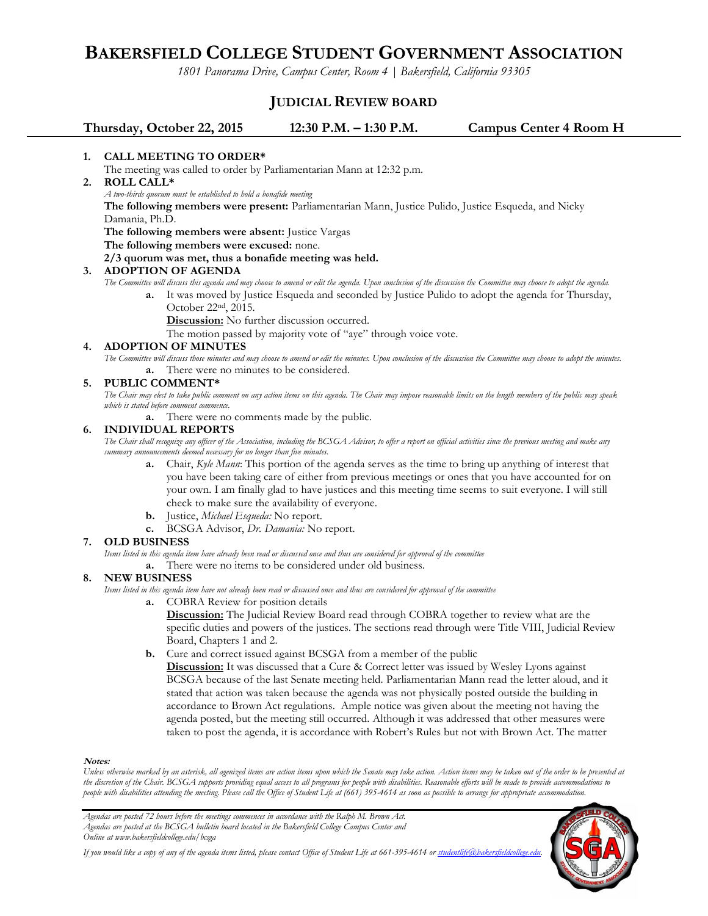# BAKERSFIELD COLLEGE STUDENT GOVERNMENT ASSOCIATION

*1801 Panorama Drive, Campus Center, Room 4 | Bakersfield, California 93305*

## JUDICIAL REVIEW BOARD

**Thursday, October 22, 2015 — 12:30 P.M. – 1:30 P.M. — Campus Center 4 Room H**

1. **CALL MEETING TO ORDER***
   The meeting was called to order by Parliamentarian Mann at 12:32 p.m.
2. **ROLL CALL***
   *A two-thirds quorum must be established to hold a bonafide meeting*
   **The following members were present:** Parliamentarian Mann, Justice Pulido, Justice Esqueda, and Nicky Damania, Ph.D.
   **The following members were absent:** Justice Vargas
   **The following members were excused:** none.
   **2/3 quorum was met, thus a bonafide meeting was held.**
3. **ADOPTION OF AGENDA**
   *The Committee will discuss this agenda and may choose to amend or edit the agenda. Upon conclusion of the discussion the Committee may choose to adopt the agenda.*
   a. It was moved by Justice Esqueda and seconded by Justice Pulido to adopt the agenda for Thursday, October 22nd, 2015.
      **Discussion:** No further discussion occurred.
      The motion passed by majority vote of "aye" through voice vote.
4. **ADOPTION OF MINUTES**
   *The Committee will discuss those minutes and may choose to amend or edit the minutes. Upon conclusion of the discussion the Committee may choose to adopt the minutes.*
   a. There were no minutes to be considered.
5. **PUBLIC COMMENT***
   *The Chair may elect to take public comment on any action items on this agenda. The Chair may impose reasonable limits on the length members of the public may speak which is stated before comment commence.*
   a. There were no comments made by the public.
6. **INDIVIDUAL REPORTS**
   *The Chair shall recognize any officer of the Association, including the BCSGA Advisor, to offer a report on official activities since the previous meeting and make any summary announcements deemed necessary for no longer than five minutes.*
   a. Chair, *Kyle Mann*: This portion of the agenda serves as the time to bring up anything of interest that you have been taking care of either from previous meetings or ones that you have accounted for on your own. I am finally glad to have justices and this meeting time seems to suit everyone. I will still check to make sure the availability of everyone.
   b. Justice, *Michael Esqueda:* No report.
   c. BCSGA Advisor, *Dr. Damania:* No report.
7. **OLD BUSINESS**
   *Items listed in this agenda item have already been read or discussed once and thus are considered for approval of the committee*
   a. There were no items to be considered under old business.
8. **NEW BUSINESS**
   *Items listed in this agenda item have not already been read or discussed once and thus are considered for approval of the committee*
   a. COBRA Review for position details
      **Discussion:** The Judicial Review Board read through COBRA together to review what are the specific duties and powers of the justices. The sections read through were Title VIII, Judicial Review Board, Chapters 1 and 2.
   b. Cure and correct issued against BCSGA from a member of the public
      **Discussion:** It was discussed that a Cure & Correct letter was issued by Wesley Lyons against BCSGA because of the last Senate meeting held. Parliamentarian Mann read the letter aloud, and it stated that action was taken because the agenda was not physically posted outside the building in accordance to Brown Act regulations. Ample notice was given about the meeting not having the agenda posted, but the meeting still occurred. Although it was addressed that other measures were taken to post the agenda, it is accordance with Robert's Rules but not with Brown Act. The matter

**Notes:**
*Unless otherwise marked by an asterisk, all agenized items are action items upon which the Senate may take action. Action items may be taken out of the order to be presented at the discretion of the Chair. BCSGA supports providing equal access to all programs for people with disabilities. Reasonable efforts will be made to provide accommodations to people with disabilities attending the meeting. Please call the Office of Student Life at (661) 395-4614 as soon as possible to arrange for appropriate accommodation.*

*Agendas are posted 72 hours before the meetings commences in accordance with the Ralph M. Brown Act.*
*Agendas are posted at the BCSGA bulletin board located in the Bakersfield College Campus Center and Online at www.bakersfieldcollege.edu/bcsga*

*If you would like a copy of any of the agenda items listed, please contact Office of Student Life at 661-395-4614 or studentlife@bakersfieldcollege.edu.*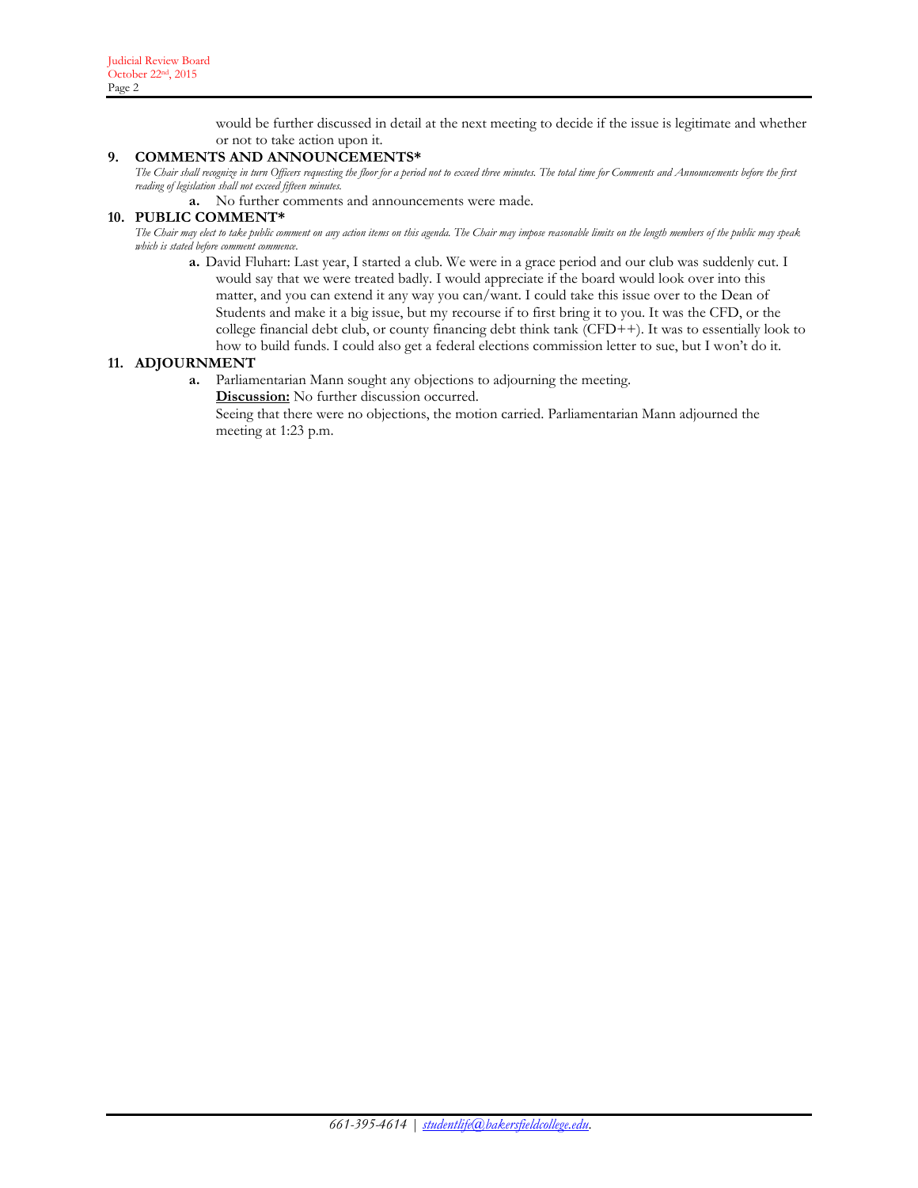would be further discussed in detail at the next meeting to decide if the issue is legitimate and whether or not to take action upon it.

## 9. COMMENTS AND ANNOUNCEMENTS*

*The Chair shall recognize in turn Officers requesting the floor for a period not to exceed three minutes. The total time for Comments and Announcements before the first reading of legislation shall not exceed fifteen minutes.*

**a.** No further comments and announcements were made.

## 10. PUBLIC COMMENT*

*The Chair may elect to take public comment on any action items on this agenda. The Chair may impose reasonable limits on the length members of the public may speak which is stated before comment commence.*

**a.** David Fluhart: Last year, I started a club. We were in a grace period and our club was suddenly cut. I would say that we were treated badly. I would appreciate if the board would look over into this matter, and you can extend it any way you can/want. I could take this issue over to the Dean of Students and make it a big issue, but my recourse if to first bring it to you. It was the CFD, or the college financial debt club, or county financing debt think tank (CFD++). It was to essentially look to how to build funds. I could also get a federal elections commission letter to sue, but I won't do it.

## 11. ADJOURNMENT

**a.** Parliamentarian Mann sought any objections to adjourning the meeting.

**Discussion:** No further discussion occurred.

Seeing that there were no objections, the motion carried. Parliamentarian Mann adjourned the meeting at 1:23 p.m.